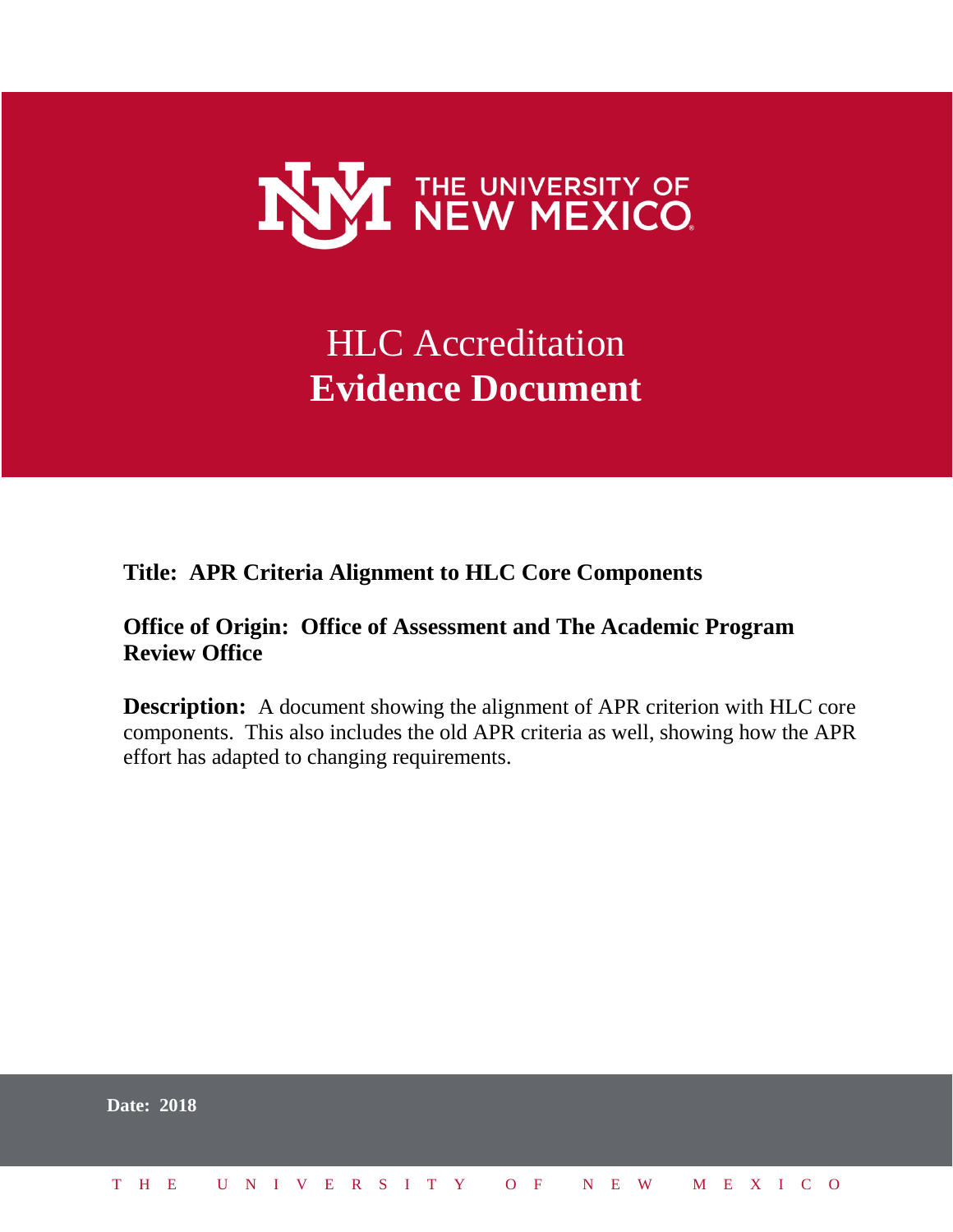THE UNIVERSITY OF NEW MEXICO

# HLC Accreditation **Evidence Document**

**Title: APR Criteria Alignment to HLC Core Components**

**Office of Origin: Office of Assessment and The Academic Program Review Office**

**Description:** A document showing the alignment of APR criterion with HLC core components. This also includes the old APR criteria as well, showing how the APR effort has adapted to changing requirements.

**Date: 2018**

THE UNIVERSITY OF NEW MEXICO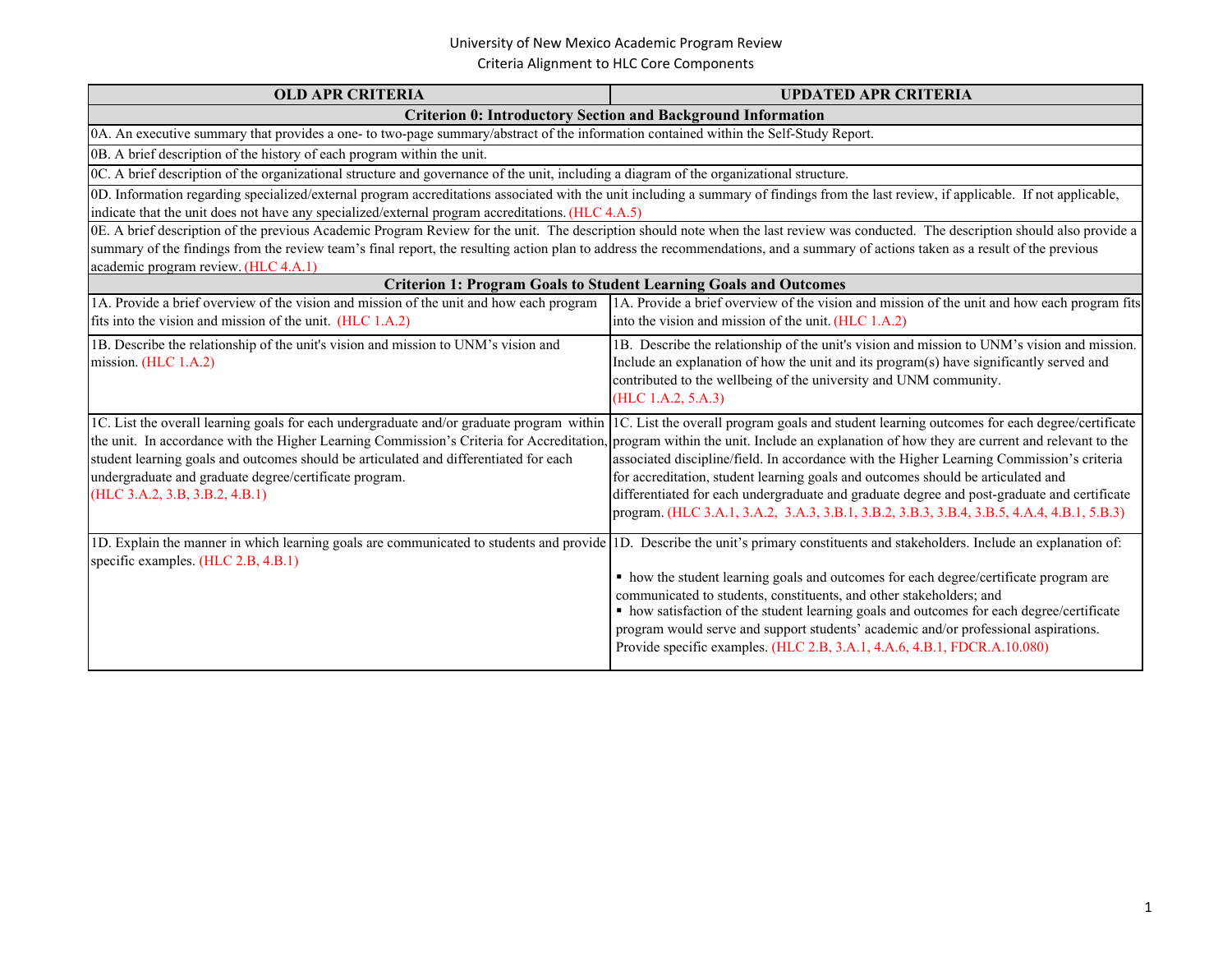University of New Mexico Academic Program Review
Criteria Alignment to HLC Core Components

| OLD APR CRITERIA | UPDATED APR CRITERIA |
| --- | --- |
| **Criterion 0: Introductory Section and Background Information** | |
| 0A. An executive summary that provides a one- to two-page summary/abstract of the information contained within the Self-Study Report. | |
| 0B. A brief description of the history of each program within the unit. | |
| 0C. A brief description of the organizational structure and governance of the unit, including a diagram of the organizational structure. | |
| 0D. Information regarding specialized/external program accreditations associated with the unit including a summary of findings from the last review, if applicable. If not applicable, indicate that the unit does not have any specialized/external program accreditations. (HLC 4.A.5) | |
| 0E. A brief description of the previous Academic Program Review for the unit. The description should note when the last review was conducted. The description should also provide a summary of the findings from the review team's final report, the resulting action plan to address the recommendations, and a summary of actions taken as a result of the previous academic program review. (HLC 4.A.1) | |
| **Criterion 1: Program Goals to Student Learning Goals and Outcomes** | |
| 1A. Provide a brief overview of the vision and mission of the unit and how each program fits into the vision and mission of the unit. (HLC 1.A.2) | 1A. Provide a brief overview of the vision and mission of the unit and how each program fits into the vision and mission of the unit. (HLC 1.A.2) |
| 1B. Describe the relationship of the unit's vision and mission to UNM's vision and mission. (HLC 1.A.2) | 1B. Describe the relationship of the unit's vision and mission to UNM's vision and mission. Include an explanation of how the unit and its program(s) have significantly served and contributed to the wellbeing of the university and UNM community. (HLC 1.A.2, 5.A.3) |
| 1C. List the overall learning goals for each undergraduate and/or graduate program within the unit. In accordance with the Higher Learning Commission's Criteria for Accreditation, student learning goals and outcomes should be articulated and differentiated for each undergraduate and graduate degree/certificate program. (HLC 3.A.2, 3.B, 3.B.2, 4.B.1) | 1C. List the overall program goals and student learning outcomes for each degree/certificate program within the unit. Include an explanation of how they are current and relevant to the associated discipline/field. In accordance with the Higher Learning Commission's criteria for accreditation, student learning goals and outcomes should be articulated and differentiated for each undergraduate and graduate degree and post-graduate and certificate program. (HLC 3.A.1, 3.A.2, 3.A.3, 3.B.1, 3.B.2, 3.B.3, 3.B.4, 3.B.5, 4.A.4, 4.B.1, 5.B.3) |
| 1D. Explain the manner in which learning goals are communicated to students and provide specific examples. (HLC 2.B, 4.B.1) | 1D. Describe the unit's primary constituents and stakeholders. Include an explanation of:<br>▪ how the student learning goals and outcomes for each degree/certificate program are communicated to students, constituents, and other stakeholders; and<br>▪ how satisfaction of the student learning goals and outcomes for each degree/certificate program would serve and support students' academic and/or professional aspirations.<br>Provide specific examples. (HLC 2.B, 3.A.1, 4.A.6, 4.B.1, FDCR.A.10.080) |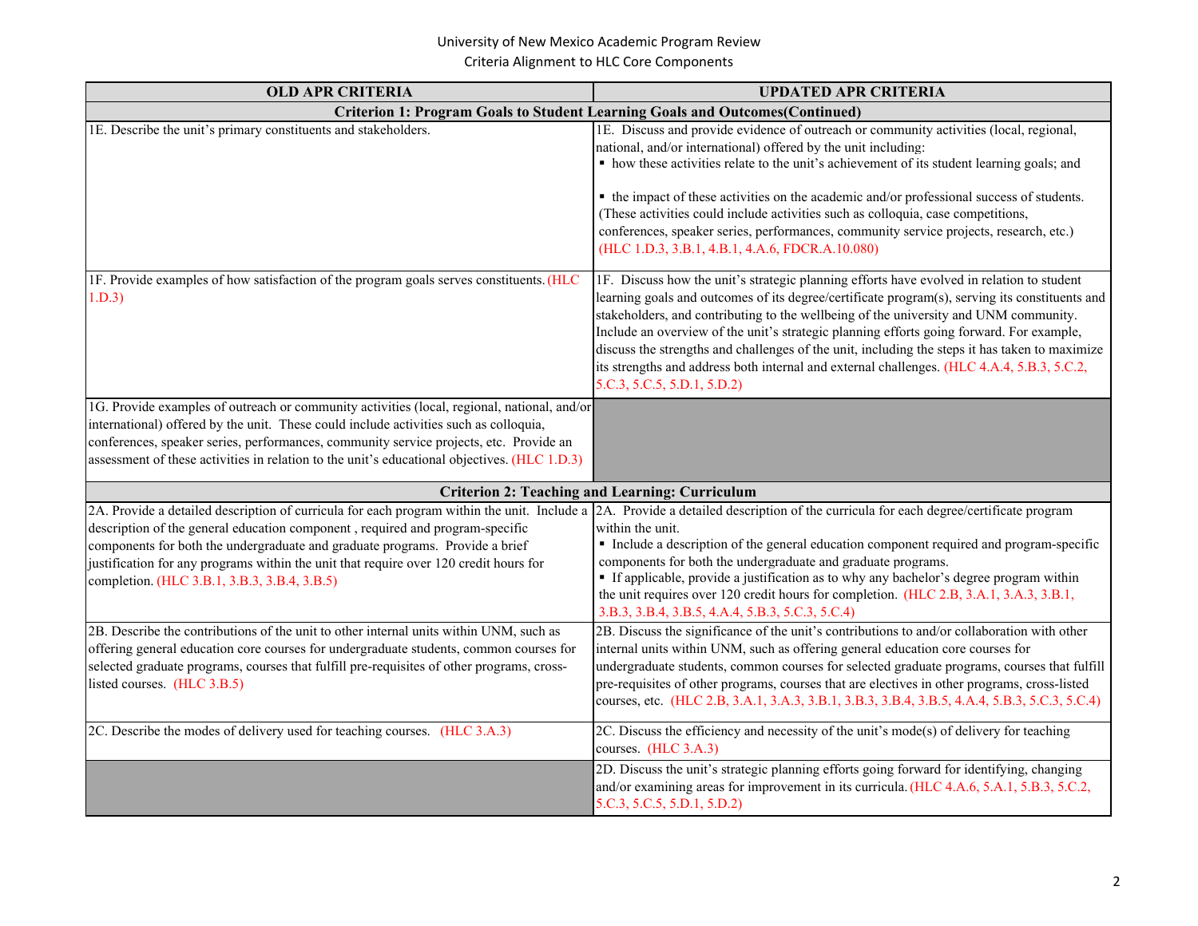University of New Mexico Academic Program Review
Criteria Alignment to HLC Core Components

| OLD APR CRITERIA | UPDATED APR CRITERIA |
|---|---|
| **Criterion 1: Program Goals to Student Learning Goals and Outcomes(Continued)** | |
| 1E. Describe the unit's primary constituents and stakeholders. | 1E. Discuss and provide evidence of outreach or community activities (local, regional, national, and/or international) offered by the unit including: ▪ how these activities relate to the unit's achievement of its student learning goals; and ▪ the impact of these activities on the academic and/or professional success of students. (These activities could include activities such as colloquia, case competitions, conferences, speaker series, performances, community service projects, research, etc.) (HLC 1.D.3, 3.B.1, 4.B.1, 4.A.6, FDCR.A.10.080) |
| 1F. Provide examples of how satisfaction of the program goals serves constituents. (HLC 1.D.3) | 1F. Discuss how the unit's strategic planning efforts have evolved in relation to student learning goals and outcomes of its degree/certificate program(s), serving its constituents and stakeholders, and contributing to the wellbeing of the university and UNM community. Include an overview of the unit's strategic planning efforts going forward. For example, discuss the strengths and challenges of the unit, including the steps it has taken to maximize its strengths and address both internal and external challenges. (HLC 4.A.4, 5.B.3, 5.C.2, 5.C.3, 5.C.5, 5.D.1, 5.D.2) |
| 1G. Provide examples of outreach or community activities (local, regional, national, and/or international) offered by the unit. These could include activities such as colloquia, conferences, speaker series, performances, community service projects, etc. Provide an assessment of these activities in relation to the unit's educational objectives. (HLC 1.D.3) | |
| **Criterion 2: Teaching and Learning: Curriculum** | |
| 2A. Provide a detailed description of curricula for each program within the unit. Include a description of the general education component , required and program-specific components for both the undergraduate and graduate programs. Provide a brief justification for any programs within the unit that require over 120 credit hours for completion. (HLC 3.B.1, 3.B.3, 3.B.4, 3.B.5) | 2A. Provide a detailed description of the curricula for each degree/certificate program within the unit. ▪ Include a description of the general education component required and program-specific components for both the undergraduate and graduate programs. ▪ If applicable, provide a justification as to why any bachelor's degree program within the unit requires over 120 credit hours for completion. (HLC 2.B, 3.A.1, 3.A.3, 3.B.1, 3.B.3, 3.B.4, 3.B.5, 4.A.4, 5.B.3, 5.C.3, 5.C.4) |
| 2B. Describe the contributions of the unit to other internal units within UNM, such as offering general education core courses for undergraduate students, common courses for selected graduate programs, courses that fulfill pre-requisites of other programs, cross-listed courses. (HLC 3.B.5) | 2B. Discuss the significance of the unit's contributions to and/or collaboration with other internal units within UNM, such as offering general education core courses for undergraduate students, common courses for selected graduate programs, courses that fulfill pre-requisites of other programs, courses that are electives in other programs, cross-listed courses, etc. (HLC 2.B, 3.A.1, 3.A.3, 3.B.1, 3.B.3, 3.B.4, 3.B.5, 4.A.4, 5.B.3, 5.C.3, 5.C.4) |
| 2C. Describe the modes of delivery used for teaching courses. (HLC 3.A.3) | 2C. Discuss the efficiency and necessity of the unit's mode(s) of delivery for teaching courses. (HLC 3.A.3) |
| | 2D. Discuss the unit's strategic planning efforts going forward for identifying, changing and/or examining areas for improvement in its curricula. (HLC 4.A.6, 5.A.1, 5.B.3, 5.C.2, 5.C.3, 5.C.5, 5.D.1, 5.D.2) |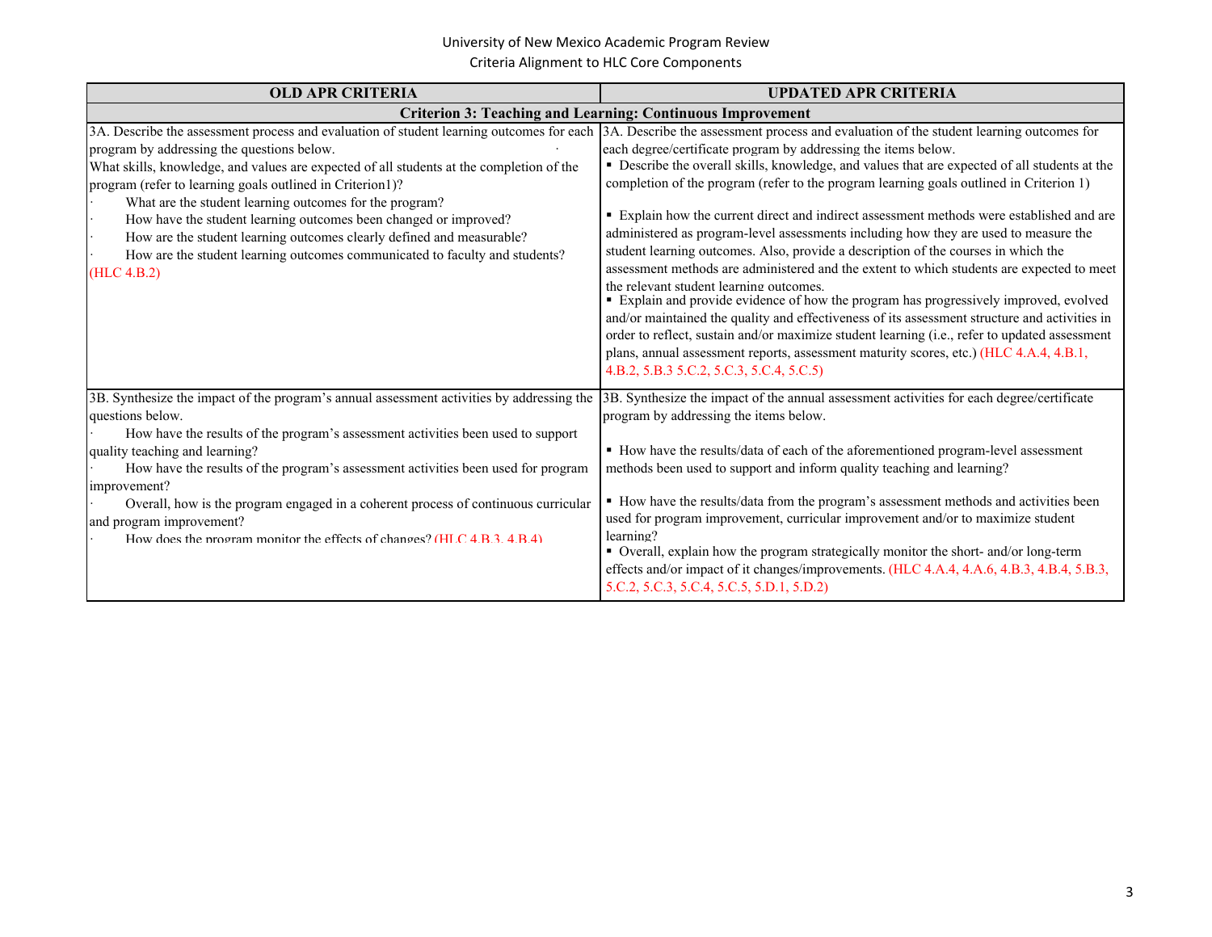University of New Mexico Academic Program Review
Criteria Alignment to HLC Core Components

| OLD APR CRITERIA | UPDATED APR CRITERIA |
|---|---|
| **Criterion 3: Teaching and Learning: Continuous Improvement** | |
| 3A. Describe the assessment process and evaluation of student learning outcomes for each program by addressing the questions below.<br>What skills, knowledge, and values are expected of all students at the completion of the program (refer to learning goals outlined in Criterion1)?<br>· What are the student learning outcomes for the program?<br>· How have the student learning outcomes been changed or improved?<br>· How are the student learning outcomes clearly defined and measurable?<br>· How are the student learning outcomes communicated to faculty and students?<br>(HLC 4.B.2) | 3A. Describe the assessment process and evaluation of the student learning outcomes for each degree/certificate program by addressing the items below.<br>▪ Describe the overall skills, knowledge, and values that are expected of all students at the completion of the program (refer to the program learning goals outlined in Criterion 1)<br>▪ Explain how the current direct and indirect assessment methods were established and are administered as program-level assessments including how they are used to measure the student learning outcomes. Also, provide a description of the courses in which the assessment methods are administered and the extent to which students are expected to meet the relevant student learning outcomes.<br>▪ Explain and provide evidence of how the program has progressively improved, evolved and/or maintained the quality and effectiveness of its assessment structure and activities in order to reflect, sustain and/or maximize student learning (i.e., refer to updated assessment plans, annual assessment reports, assessment maturity scores, etc.) (HLC 4.A.4, 4.B.1, 4.B.2, 5.B.3 5.C.2, 5.C.3, 5.C.4, 5.C.5) |
| 3B. Synthesize the impact of the program's annual assessment activities by addressing the questions below.<br>· How have the results of the program's assessment activities been used to support quality teaching and learning?<br>· How have the results of the program's assessment activities been used for program improvement?<br>· Overall, how is the program engaged in a coherent process of continuous curricular and program improvement?<br>· How does the program monitor the effects of changes? (HLC 4.B.3, 4.B.4) | 3B. Synthesize the impact of the annual assessment activities for each degree/certificate program by addressing the items below.<br>▪ How have the results/data of each of the aforementioned program-level assessment methods been used to support and inform quality teaching and learning?<br>▪ How have the results/data from the program's assessment methods and activities been used for program improvement, curricular improvement and/or to maximize student learning?<br>▪ Overall, explain how the program strategically monitor the short- and/or long-term effects and/or impact of it changes/improvements. (HLC 4.A.4, 4.A.6, 4.B.3, 4.B.4, 5.B.3, 5.C.2, 5.C.3, 5.C.4, 5.C.5, 5.D.1, 5.D.2) |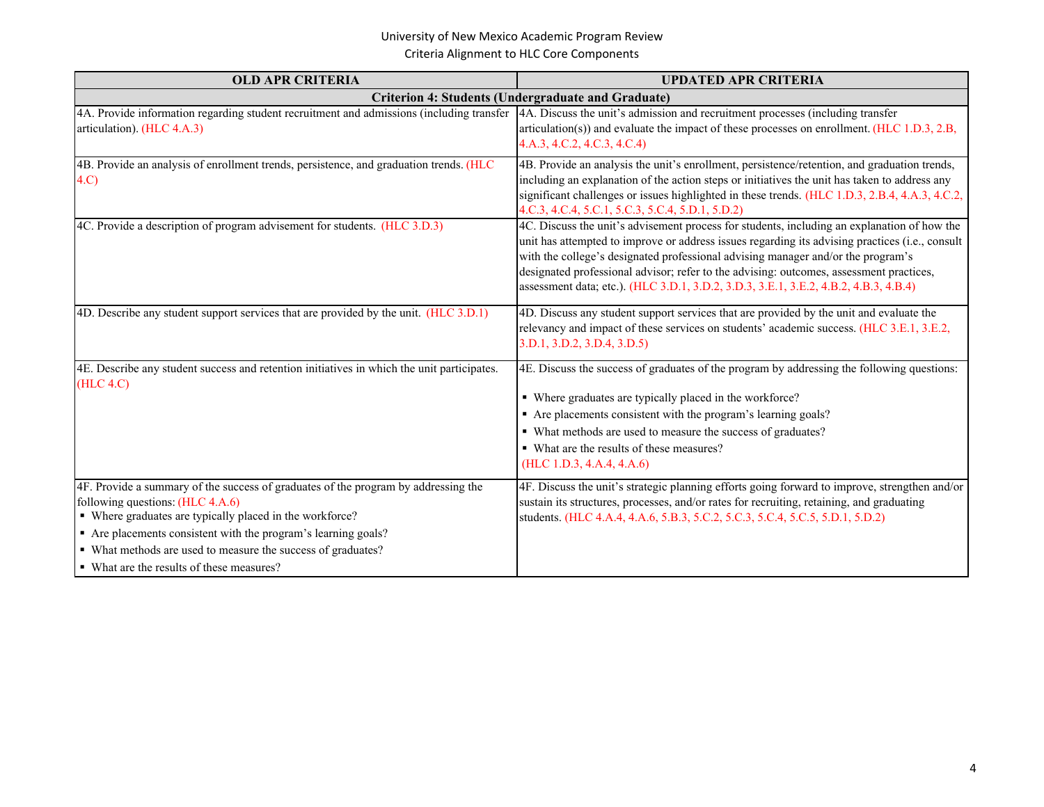University of New Mexico Academic Program Review
Criteria Alignment to HLC Core Components

| OLD APR CRITERIA | UPDATED APR CRITERIA |
|---|---|
| **Criterion 4: Students (Undergraduate and Graduate)** | |
| 4A. Provide information regarding student recruitment and admissions (including transfer articulation). (HLC 4.A.3) | 4A. Discuss the unit's admission and recruitment processes (including transfer articulation(s)) and evaluate the impact of these processes on enrollment. (HLC 1.D.3, 2.B, 4.A.3, 4.C.2, 4.C.3, 4.C.4) |
| 4B. Provide an analysis of enrollment trends, persistence, and graduation trends. (HLC 4.C) | 4B. Provide an analysis the unit's enrollment, persistence/retention, and graduation trends, including an explanation of the action steps or initiatives the unit has taken to address any significant challenges or issues highlighted in these trends. (HLC 1.D.3, 2.B.4, 4.A.3, 4.C.2, 4.C.3, 4.C.4, 5.C.1, 5.C.3, 5.C.4, 5.D.1, 5.D.2) |
| 4C. Provide a description of program advisement for students. (HLC 3.D.3) | 4C. Discuss the unit's advisement process for students, including an explanation of how the unit has attempted to improve or address issues regarding its advising practices (i.e., consult with the college's designated professional advising manager and/or the program's designated professional advisor; refer to the advising: outcomes, assessment practices, assessment data; etc.). (HLC 3.D.1, 3.D.2, 3.D.3, 3.E.1, 3.E.2, 4.B.2, 4.B.3, 4.B.4) |
| 4D. Describe any student support services that are provided by the unit. (HLC 3.D.1) | 4D. Discuss any student support services that are provided by the unit and evaluate the relevancy and impact of these services on students' academic success. (HLC 3.E.1, 3.E.2, 3.D.1, 3.D.2, 3.D.4, 3.D.5) |
| 4E. Describe any student success and retention initiatives in which the unit participates. (HLC 4.C) | 4E. Discuss the success of graduates of the program by addressing the following questions:<br>▪ Where graduates are typically placed in the workforce?<br>▪ Are placements consistent with the program's learning goals?<br>▪ What methods are used to measure the success of graduates?<br>▪ What are the results of these measures?<br>(HLC 1.D.3, 4.A.4, 4.A.6) |
| 4F. Provide a summary of the success of graduates of the program by addressing the following questions: (HLC 4.A.6)<br>▪ Where graduates are typically placed in the workforce?<br>▪ Are placements consistent with the program's learning goals?<br>▪ What methods are used to measure the success of graduates?<br>▪ What are the results of these measures? | 4F. Discuss the unit's strategic planning efforts going forward to improve, strengthen and/or sustain its structures, processes, and/or rates for recruiting, retaining, and graduating students. (HLC 4.A.4, 4.A.6, 5.B.3, 5.C.2, 5.C.3, 5.C.4, 5.C.5, 5.D.1, 5.D.2) |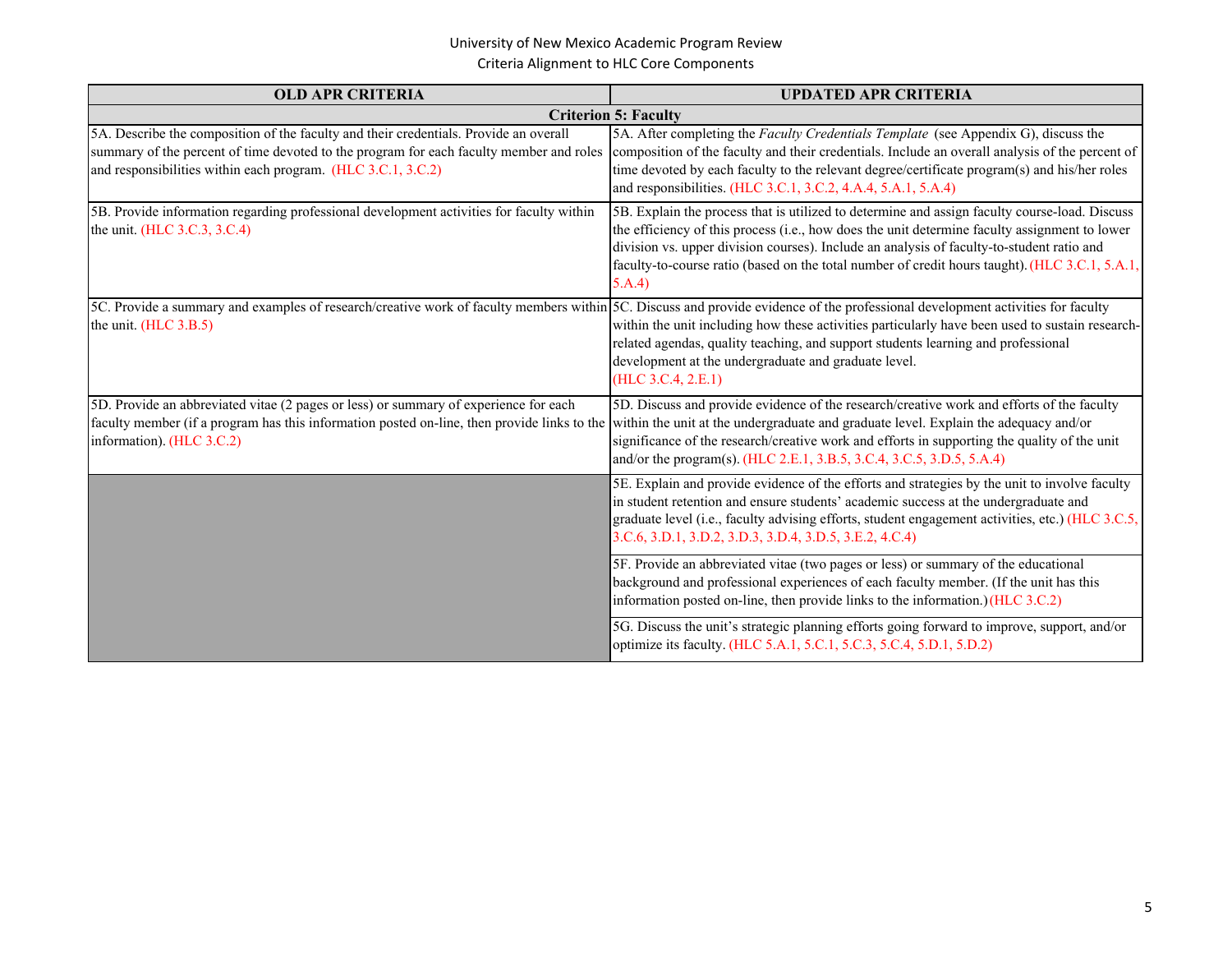University of New Mexico Academic Program Review
Criteria Alignment to HLC Core Components

| OLD APR CRITERIA | UPDATED APR CRITERIA |
|---|---|
| **Criterion 5: Faculty** | |
| 5A. Describe the composition of the faculty and their credentials. Provide an overall summary of the percent of time devoted to the program for each faculty member and roles and responsibilities within each program. (HLC 3.C.1, 3.C.2) | 5A. After completing the *Faculty Credentials Template* (see Appendix G), discuss the composition of the faculty and their credentials. Include an overall analysis of the percent of time devoted by each faculty to the relevant degree/certificate program(s) and his/her roles and responsibilities. (HLC 3.C.1, 3.C.2, 4.A.4, 5.A.1, 5.A.4) |
| 5B. Provide information regarding professional development activities for faculty within the unit. (HLC 3.C.3, 3.C.4) | 5B. Explain the process that is utilized to determine and assign faculty course-load. Discuss the efficiency of this process (i.e., how does the unit determine faculty assignment to lower division vs. upper division courses). Include an analysis of faculty-to-student ratio and faculty-to-course ratio (based on the total number of credit hours taught). (HLC 3.C.1, 5.A.1, 5.A.4) |
| 5C. Provide a summary and examples of research/creative work of faculty members within the unit. (HLC 3.B.5) | 5C. Discuss and provide evidence of the professional development activities for faculty within the unit including how these activities particularly have been used to sustain research-related agendas, quality teaching, and support students learning and professional development at the undergraduate and graduate level. (HLC 3.C.4, 2.E.1) |
| 5D. Provide an abbreviated vitae (2 pages or less) or summary of experience for each faculty member (if a program has this information posted on-line, then provide links to the information). (HLC 3.C.2) | 5D. Discuss and provide evidence of the research/creative work and efforts of the faculty within the unit at the undergraduate and graduate level. Explain the adequacy and/or significance of the research/creative work and efforts in supporting the quality of the unit and/or the program(s). (HLC 2.E.1, 3.B.5, 3.C.4, 3.C.5, 3.D.5, 5.A.4) |
| | 5E. Explain and provide evidence of the efforts and strategies by the unit to involve faculty in student retention and ensure students' academic success at the undergraduate and graduate level (i.e., faculty advising efforts, student engagement activities, etc.) (HLC 3.C.5, 3.C.6, 3.D.1, 3.D.2, 3.D.3, 3.D.4, 3.D.5, 3.E.2, 4.C.4) |
| | 5F. Provide an abbreviated vitae (two pages or less) or summary of the educational background and professional experiences of each faculty member. (If the unit has this information posted on-line, then provide links to the information.) (HLC 3.C.2) |
| | 5G. Discuss the unit's strategic planning efforts going forward to improve, support, and/or optimize its faculty. (HLC 5.A.1, 5.C.1, 5.C.3, 5.C.4, 5.D.1, 5.D.2) |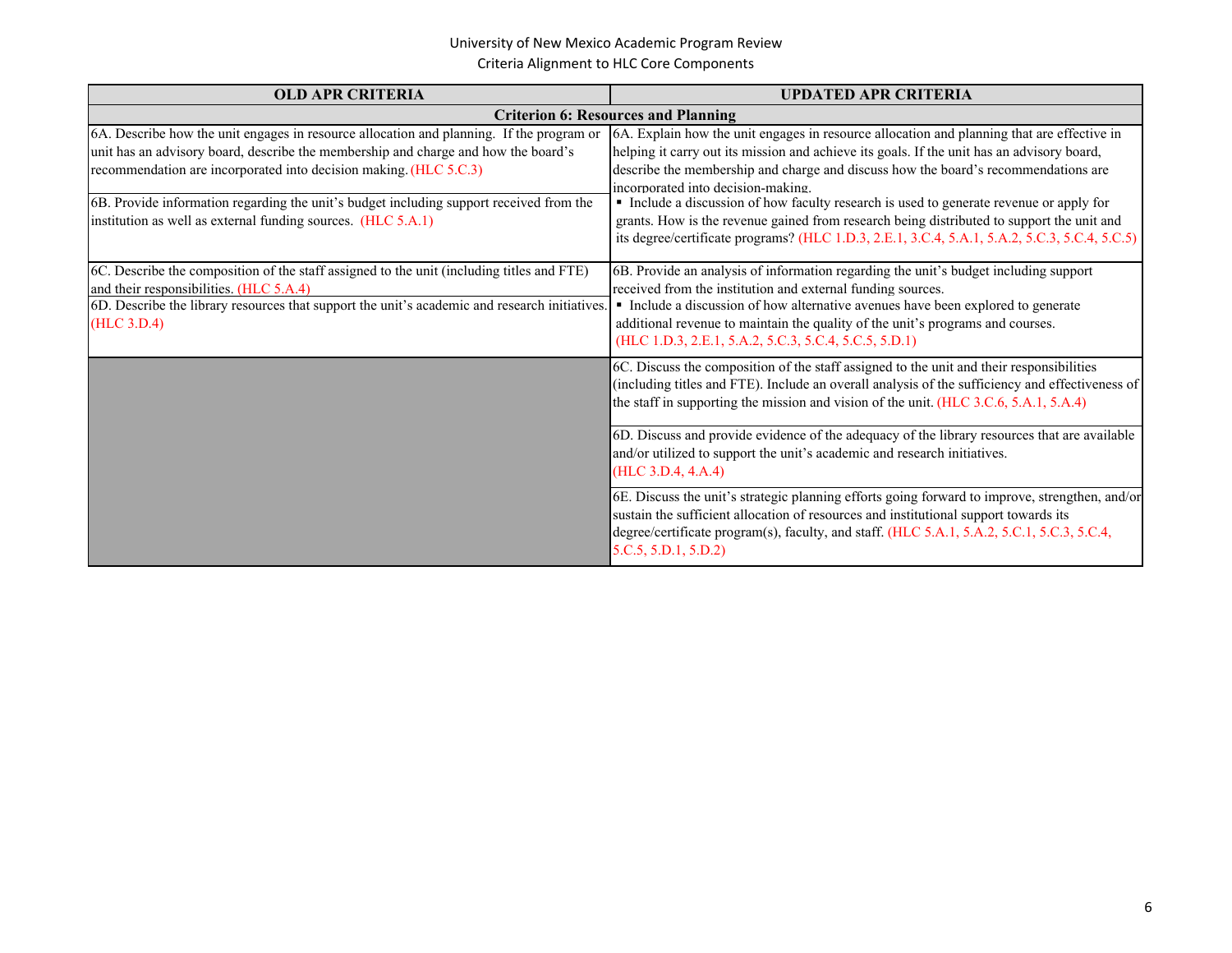University of New Mexico Academic Program Review
Criteria Alignment to HLC Core Components

| OLD APR CRITERIA | UPDATED APR CRITERIA |
|---|---|
| **Criterion 6: Resources and Planning** | |
| 6A. Describe how the unit engages in resource allocation and planning. If the program or unit has an advisory board, describe the membership and charge and how the board's recommendation are incorporated into decision making. (HLC 5.C.3)<br><br>6B. Provide information regarding the unit's budget including support received from the institution as well as external funding sources. (HLC 5.A.1) | 6A. Explain how the unit engages in resource allocation and planning that are effective in helping it carry out its mission and achieve its goals. If the unit has an advisory board, describe the membership and charge and discuss how the board's recommendations are incorporated into decision-making.<br>▪ Include a discussion of how faculty research is used to generate revenue or apply for grants. How is the revenue gained from research being distributed to support the unit and its degree/certificate programs? (HLC 1.D.3, 2.E.1, 3.C.4, 5.A.1, 5.A.2, 5.C.3, 5.C.4, 5.C.5) |
| 6C. Describe the composition of the staff assigned to the unit (including titles and FTE) and their responsibilities. (HLC 5.A.4)<br><br>6D. Describe the library resources that support the unit's academic and research initiatives. (HLC 3.D.4) | 6B. Provide an analysis of information regarding the unit's budget including support received from the institution and external funding sources.<br>▪ Include a discussion of how alternative avenues have been explored to generate additional revenue to maintain the quality of the unit's programs and courses. (HLC 1.D.3, 2.E.1, 5.A.2, 5.C.3, 5.C.4, 5.C.5, 5.D.1) |
| | 6C. Discuss the composition of the staff assigned to the unit and their responsibilities (including titles and FTE). Include an overall analysis of the sufficiency and effectiveness of the staff in supporting the mission and vision of the unit. (HLC 3.C.6, 5.A.1, 5.A.4) |
| | 6D. Discuss and provide evidence of the adequacy of the library resources that are available and/or utilized to support the unit's academic and research initiatives. (HLC 3.D.4, 4.A.4) |
| | 6E. Discuss the unit's strategic planning efforts going forward to improve, strengthen, and/or sustain the sufficient allocation of resources and institutional support towards its degree/certificate program(s), faculty, and staff. (HLC 5.A.1, 5.A.2, 5.C.1, 5.C.3, 5.C.4, 5.C.5, 5.D.1, 5.D.2) |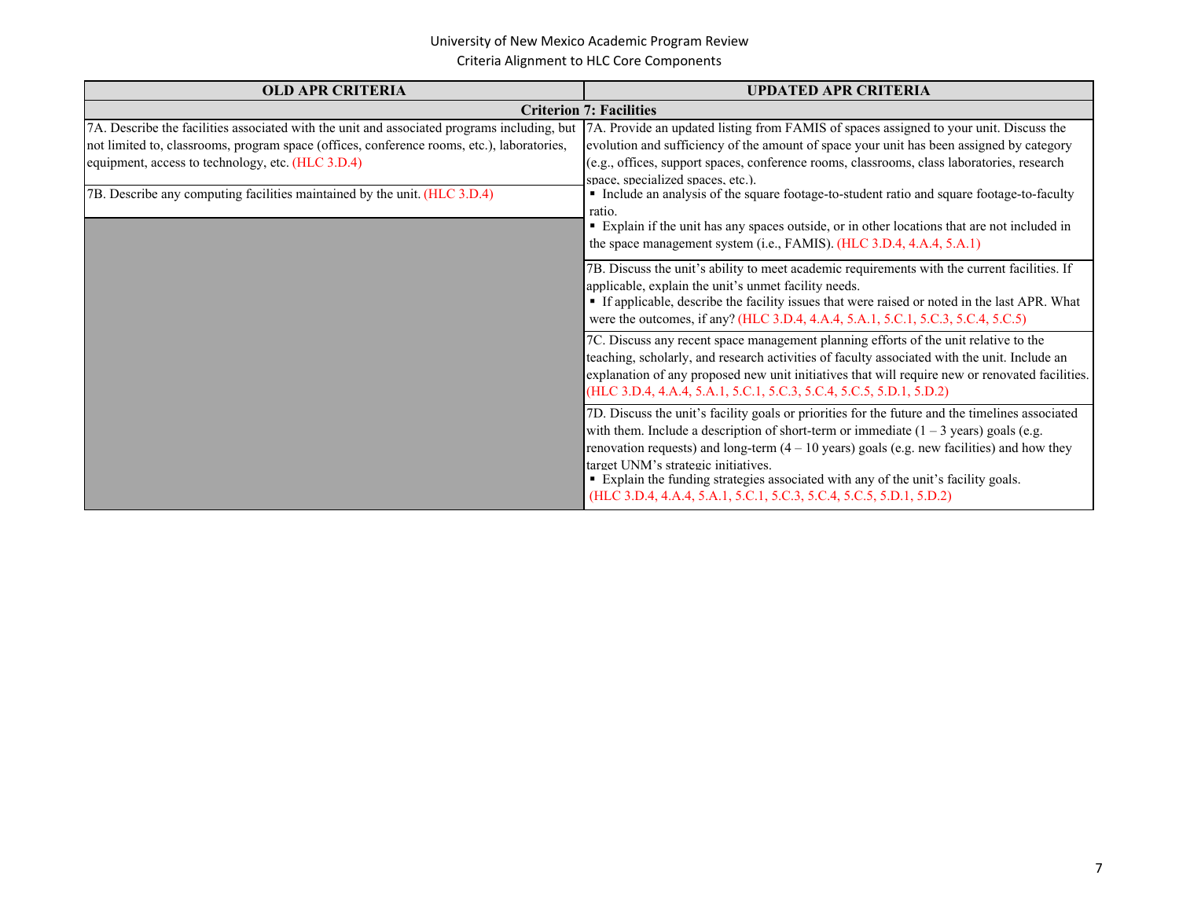University of New Mexico Academic Program Review
Criteria Alignment to HLC Core Components

| OLD APR CRITERIA | UPDATED APR CRITERIA |
|---|---|
| **Criterion 7: Facilities** | |
| 7A. Describe the facilities associated with the unit and associated programs including, but not limited to, classrooms, program space (offices, conference rooms, etc.), laboratories, equipment, access to technology, etc. (HLC 3.D.4) | 7A. Provide an updated listing from FAMIS of spaces assigned to your unit. Discuss the evolution and sufficiency of the amount of space your unit has been assigned by category (e.g., offices, support spaces, conference rooms, classrooms, class laboratories, research space, specialized spaces, etc.). ▪ Include an analysis of the square footage-to-student ratio and square footage-to-faculty ratio. ▪ Explain if the unit has any spaces outside, or in other locations that are not included in the space management system (i.e., FAMIS). (HLC 3.D.4, 4.A.4, 5.A.1) |
| 7B. Describe any computing facilities maintained by the unit. (HLC 3.D.4) | |
| | 7B. Discuss the unit's ability to meet academic requirements with the current facilities. If applicable, explain the unit's unmet facility needs. ▪ If applicable, describe the facility issues that were raised or noted in the last APR. What were the outcomes, if any? (HLC 3.D.4, 4.A.4, 5.A.1, 5.C.1, 5.C.3, 5.C.4, 5.C.5) |
| | 7C. Discuss any recent space management planning efforts of the unit relative to the teaching, scholarly, and research activities of faculty associated with the unit. Include an explanation of any proposed new unit initiatives that will require new or renovated facilities. (HLC 3.D.4, 4.A.4, 5.A.1, 5.C.1, 5.C.3, 5.C.4, 5.C.5, 5.D.1, 5.D.2) |
| | 7D. Discuss the unit's facility goals or priorities for the future and the timelines associated with them. Include a description of short-term or immediate (1 – 3 years) goals (e.g. renovation requests) and long-term (4 – 10 years) goals (e.g. new facilities) and how they target UNM's strategic initiatives. ▪ Explain the funding strategies associated with any of the unit's facility goals. (HLC 3.D.4, 4.A.4, 5.A.1, 5.C.1, 5.C.3, 5.C.4, 5.C.5, 5.D.1, 5.D.2) |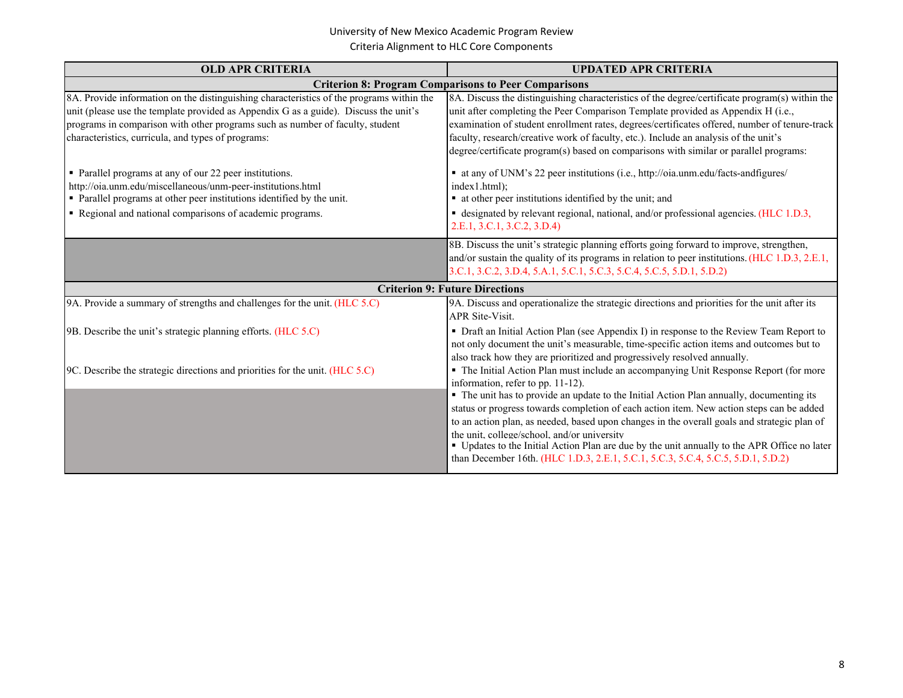University of New Mexico Academic Program Review
Criteria Alignment to HLC Core Components

| OLD APR CRITERIA | UPDATED APR CRITERIA |
|---|---|
| **Criterion 8: Program Comparisons to Peer Comparisons** | |
| 8A. Provide information on the distinguishing characteristics of the programs within the unit (please use the template provided as Appendix G as a guide). Discuss the unit's programs in comparison with other programs such as number of faculty, student characteristics, curricula, and types of programs:<br><br>▪ Parallel programs at any of our 22 peer institutions. http://oia.unm.edu/miscellaneous/unm-peer-institutions.html<br>▪ Parallel programs at other peer institutions identified by the unit.<br>▪ Regional and national comparisons of academic programs. | 8A. Discuss the distinguishing characteristics of the degree/certificate program(s) within the unit after completing the Peer Comparison Template provided as Appendix H (i.e., examination of student enrollment rates, degrees/certificates offered, number of tenure-track faculty, research/creative work of faculty, etc.). Include an analysis of the unit's degree/certificate program(s) based on comparisons with similar or parallel programs:<br><br>▪ at any of UNM's 22 peer institutions (i.e., http://oia.unm.edu/facts-andfigures/index1.html);<br>▪ at other peer institutions identified by the unit; and<br>▪ designated by relevant regional, national, and/or professional agencies. (HLC 1.D.3, 2.E.1, 3.C.1, 3.C.2, 3.D.4) |
| | 8B. Discuss the unit's strategic planning efforts going forward to improve, strengthen, and/or sustain the quality of its programs in relation to peer institutions. (HLC 1.D.3, 2.E.1, 3.C.1, 3.C.2, 3.D.4, 5.A.1, 5.C.1, 5.C.3, 5.C.4, 5.C.5, 5.D.1, 5.D.2) |
| **Criterion 9: Future Directions** | |
| 9A. Provide a summary of strengths and challenges for the unit. (HLC 5.C)<br><br>9B. Describe the unit's strategic planning efforts. (HLC 5.C)<br><br>9C. Describe the strategic directions and priorities for the unit. (HLC 5.C) | 9A. Discuss and operationalize the strategic directions and priorities for the unit after its APR Site-Visit.<br>▪ Draft an Initial Action Plan (see Appendix I) in response to the Review Team Report to not only document the unit's measurable, time-specific action items and outcomes but to also track how they are prioritized and progressively resolved annually.<br>▪ The Initial Action Plan must include an accompanying Unit Response Report (for more information, refer to pp. 11-12).<br>▪ The unit has to provide an update to the Initial Action Plan annually, documenting its status or progress towards completion of each action item. New action steps can be added to an action plan, as needed, based upon changes in the overall goals and strategic plan of the unit, college/school, and/or university<br>▪ Updates to the Initial Action Plan are due by the unit annually to the APR Office no later than December 16th. (HLC 1.D.3, 2.E.1, 5.C.1, 5.C.3, 5.C.4, 5.C.5, 5.D.1, 5.D.2) |